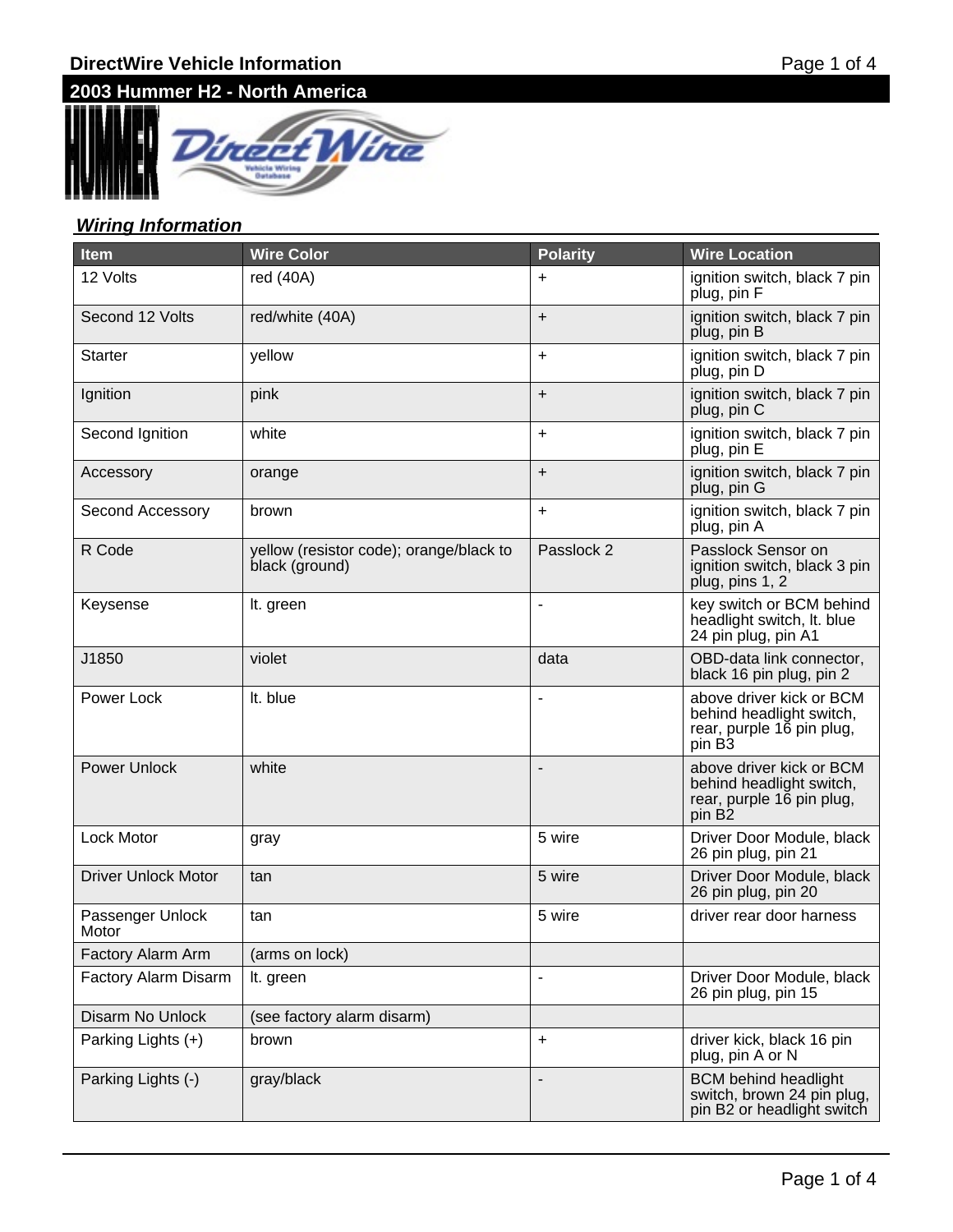# DirectWire Vehicle Information

## 2003 Hummer H2 - North America

### *Wiring Information*

| Item | Wire Color | Polarity | Wire Location |
|---|---|---|---|
| 12 Volts | red (40A) | + | ignition switch, black 7 pin plug, pin F |
| Second 12 Volts | red/white (40A) | + | ignition switch, black 7 pin plug, pin B |
| Starter | yellow | + | ignition switch, black 7 pin plug, pin D |
| Ignition | pink | + | ignition switch, black 7 pin plug, pin C |
| Second Ignition | white | + | ignition switch, black 7 pin plug, pin E |
| Accessory | orange | + | ignition switch, black 7 pin plug, pin G |
| Second Accessory | brown | + | ignition switch, black 7 pin plug, pin A |
| R Code | yellow (resistor code); orange/black to black (ground) | Passlock 2 | Passlock Sensor on ignition switch, black 3 pin plug, pins 1, 2 |
| Keysense | lt. green | - | key switch or BCM behind headlight switch, lt. blue 24 pin plug, pin A1 |
| J1850 | violet | data | OBD-data link connector, black 16 pin plug, pin 2 |
| Power Lock | lt. blue | - | above driver kick or BCM behind headlight switch, rear, purple 16 pin plug, pin B3 |
| Power Unlock | white | - | above driver kick or BCM behind headlight switch, rear, purple 16 pin plug, pin B2 |
| Lock Motor | gray | 5 wire | Driver Door Module, black 26 pin plug, pin 21 |
| Driver Unlock Motor | tan | 5 wire | Driver Door Module, black 26 pin plug, pin 20 |
| Passenger Unlock Motor | tan | 5 wire | driver rear door harness |
| Factory Alarm Arm | (arms on lock) | | |
| Factory Alarm Disarm | lt. green | - | Driver Door Module, black 26 pin plug, pin 15 |
| Disarm No Unlock | (see factory alarm disarm) | | |
| Parking Lights (+) | brown | + | driver kick, black 16 pin plug, pin A or N |
| Parking Lights (-) | gray/black | - | BCM behind headlight switch, brown 24 pin plug, pin B2 or headlight switch |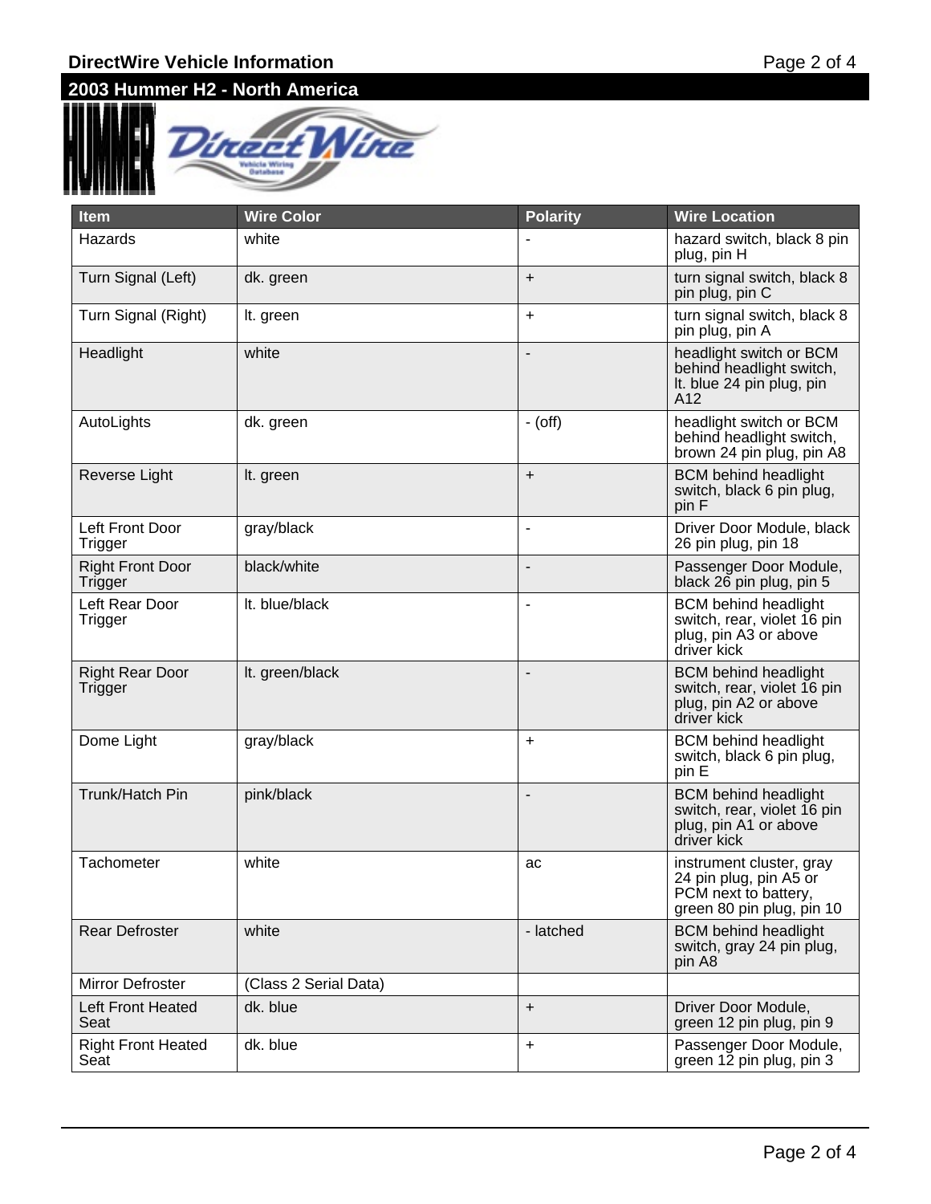## DirectWire Vehicle Information

## 2003 Hummer H2 - North America

| Item | Wire Color | Polarity | Wire Location |
|---|---|---|---|
| Hazards | white | - | hazard switch, black 8 pin plug, pin H |
| Turn Signal (Left) | dk. green | + | turn signal switch, black 8 pin plug, pin C |
| Turn Signal (Right) | lt. green | + | turn signal switch, black 8 pin plug, pin A |
| Headlight | white | - | headlight switch or BCM behind headlight switch, lt. blue 24 pin plug, pin A12 |
| AutoLights | dk. green | - (off) | headlight switch or BCM behind headlight switch, brown 24 pin plug, pin A8 |
| Reverse Light | lt. green | + | BCM behind headlight switch, black 6 pin plug, pin F |
| Left Front Door Trigger | gray/black | - | Driver Door Module, black 26 pin plug, pin 18 |
| Right Front Door Trigger | black/white | - | Passenger Door Module, black 26 pin plug, pin 5 |
| Left Rear Door Trigger | lt. blue/black | - | BCM behind headlight switch, rear, violet 16 pin plug, pin A3 or above driver kick |
| Right Rear Door Trigger | lt. green/black | - | BCM behind headlight switch, rear, violet 16 pin plug, pin A2 or above driver kick |
| Dome Light | gray/black | + | BCM behind headlight switch, black 6 pin plug, pin E |
| Trunk/Hatch Pin | pink/black | - | BCM behind headlight switch, rear, violet 16 pin plug, pin A1 or above driver kick |
| Tachometer | white | ac | instrument cluster, gray 24 pin plug, pin A5 or PCM next to battery, green 80 pin plug, pin 10 |
| Rear Defroster | white | - latched | BCM behind headlight switch, gray 24 pin plug, pin A8 |
| Mirror Defroster | (Class 2 Serial Data) | | |
| Left Front Heated Seat | dk. blue | + | Driver Door Module, green 12 pin plug, pin 9 |
| Right Front Heated Seat | dk. blue | + | Passenger Door Module, green 12 pin plug, pin 3 |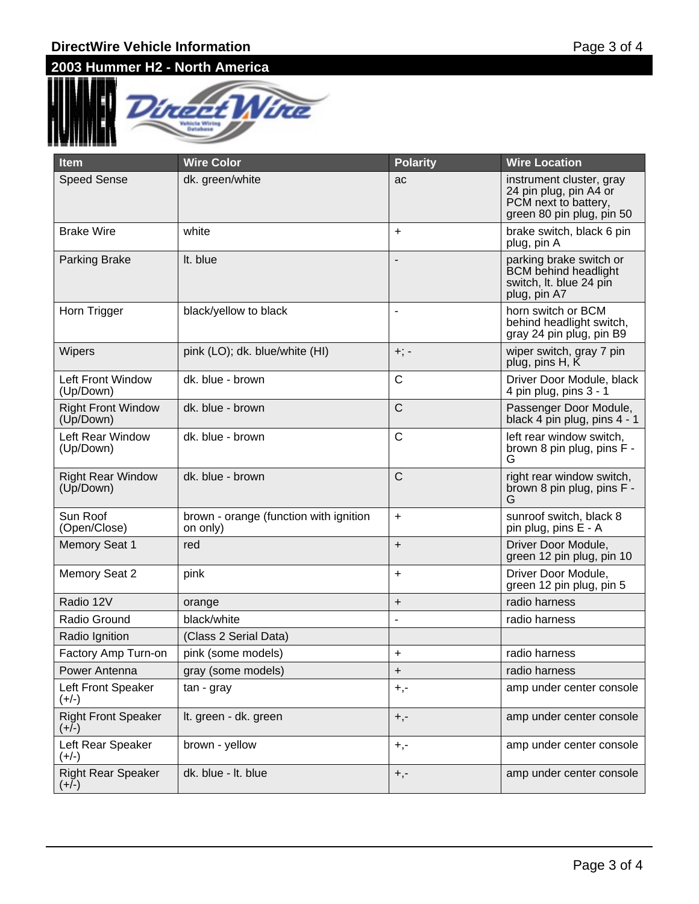## DirectWire Vehicle Information

### 2003 Hummer H2 - North America

| Item | Wire Color | Polarity | Wire Location |
|---|---|---|---|
| Speed Sense | dk. green/white | ac | instrument cluster, gray 24 pin plug, pin A4 or PCM next to battery, green 80 pin plug, pin 50 |
| Brake Wire | white | + | brake switch, black 6 pin plug, pin A |
| Parking Brake | lt. blue | - | parking brake switch or BCM behind headlight switch, lt. blue 24 pin plug, pin A7 |
| Horn Trigger | black/yellow to black | - | horn switch or BCM behind headlight switch, gray 24 pin plug, pin B9 |
| Wipers | pink (LO); dk. blue/white (HI) | +; - | wiper switch, gray 7 pin plug, pins H, K |
| Left Front Window (Up/Down) | dk. blue - brown | C | Driver Door Module, black 4 pin plug, pins 3 - 1 |
| Right Front Window (Up/Down) | dk. blue - brown | C | Passenger Door Module, black 4 pin plug, pins 4 - 1 |
| Left Rear Window (Up/Down) | dk. blue - brown | C | left rear window switch, brown 8 pin plug, pins F - G |
| Right Rear Window (Up/Down) | dk. blue - brown | C | right rear window switch, brown 8 pin plug, pins F - G |
| Sun Roof (Open/Close) | brown - orange (function with ignition on only) | + | sunroof switch, black 8 pin plug, pins E - A |
| Memory Seat 1 | red | + | Driver Door Module, green 12 pin plug, pin 10 |
| Memory Seat 2 | pink | + | Driver Door Module, green 12 pin plug, pin 5 |
| Radio 12V | orange | + | radio harness |
| Radio Ground | black/white | - | radio harness |
| Radio Ignition | (Class 2 Serial Data) | | |
| Factory Amp Turn-on | pink (some models) | + | radio harness |
| Power Antenna | gray (some models) | + | radio harness |
| Left Front Speaker (+/-) | tan - gray | +,- | amp under center console |
| Right Front Speaker (+/-) | lt. green - dk. green | +,- | amp under center console |
| Left Rear Speaker (+/-) | brown - yellow | +,- | amp under center console |
| Right Rear Speaker (+/-) | dk. blue - lt. blue | +,- | amp under center console |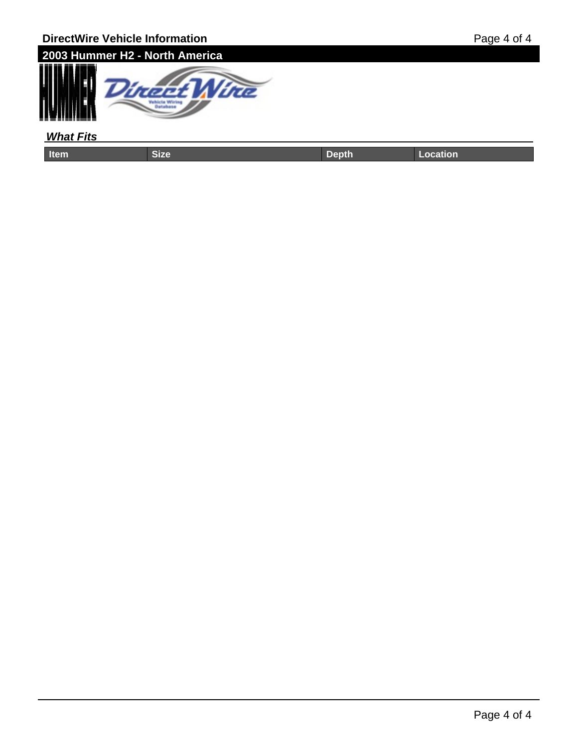# 2003 Hummer H2 - North America

### ***What Fits***

| Item | Size | Depth | Location |
|---|---|---|---|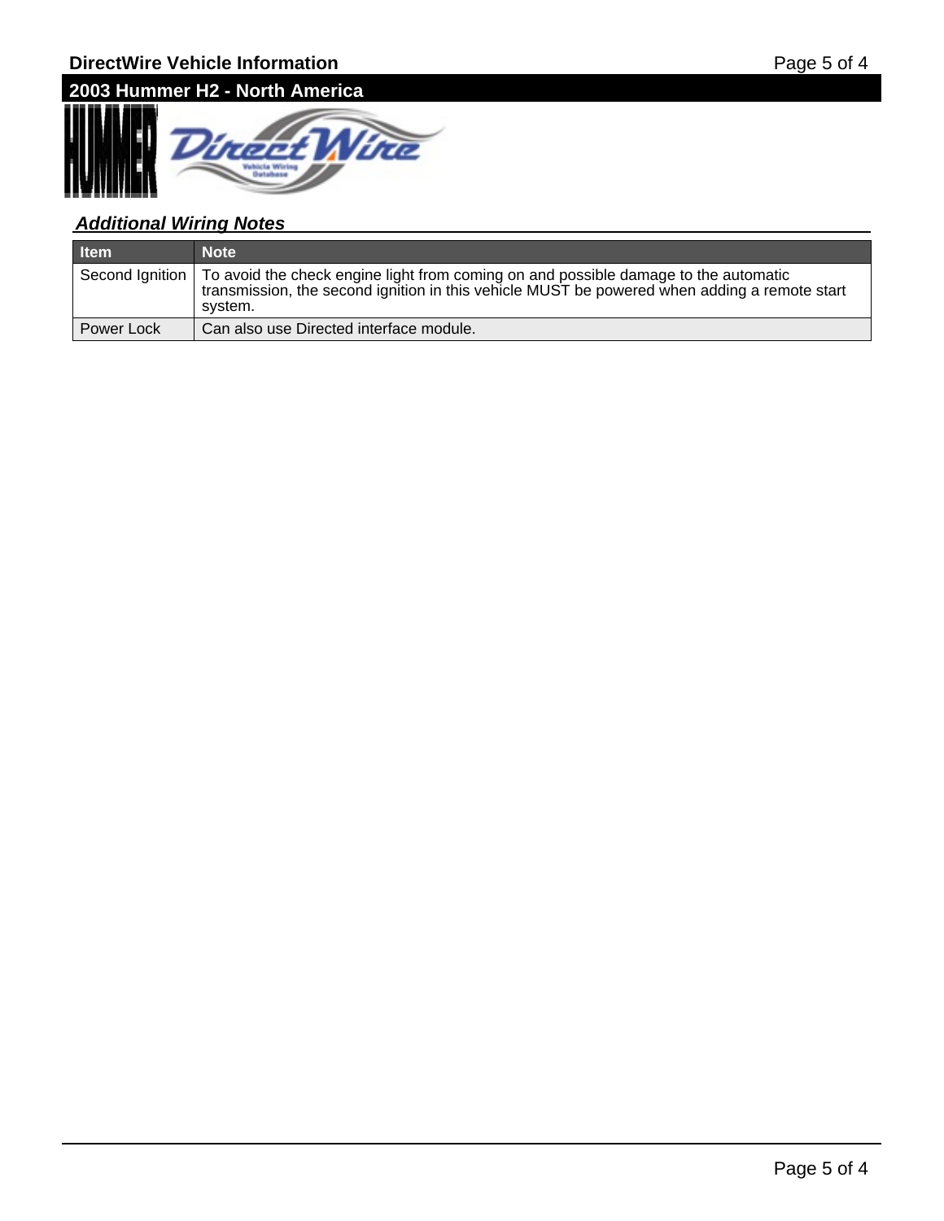## 2003 Hummer H2 - North America

### *Additional Wiring Notes*

| Item | Note |
| --- | --- |
| Second Ignition | To avoid the check engine light from coming on and possible damage to the automatic transmission, the second ignition in this vehicle MUST be powered when adding a remote start system. |
| Power Lock | Can also use Directed interface module. |